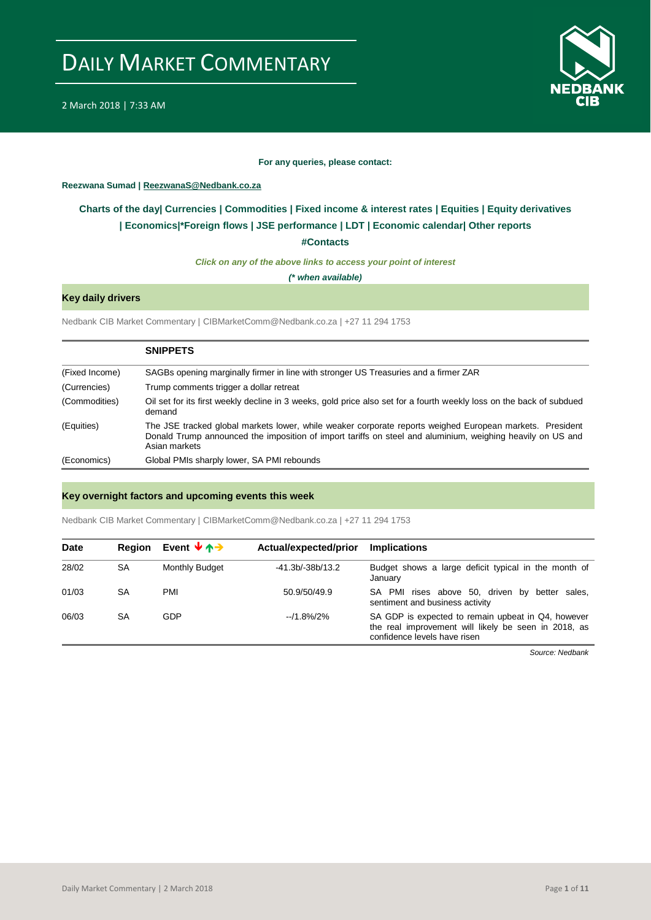# DAILY MARKET COMMENTARY

2 March 2018 | 7:33 AM

**For any queries, please contact:**

**Reezwana Sumad | ReezwanaS@Nedbank.co.za**

**Charts of the day| Currencies | Commodities | Fixed income & interest rates | Equities | Equity derivatives | Economics|*Foreign flows | JSE performance | LDT | Economic calendar| Other reports**

**#Contacts**

***Click on any of the above links to access your point of interest***

***(* when available)***

## Key daily drivers

Nedbank CIB Market Commentary | CIBMarketComm@Nedbank.co.za | +27 11 294 1753

| | **SNIPPETS** |
|---|---|
| (Fixed Income) | SAGBs opening marginally firmer in line with stronger US Treasuries and a firmer ZAR |
| (Currencies) | Trump comments trigger a dollar retreat |
| (Commodities) | Oil set for its first weekly decline in 3 weeks, gold price also set for a fourth weekly loss on the back of subdued demand |
| (Equities) | The JSE tracked global markets lower, while weaker corporate reports weighed European markets. President Donald Trump announced the imposition of import tariffs on steel and aluminium, weighing heavily on US and Asian markets |
| (Economics) | Global PMIs sharply lower, SA PMI rebounds |

## Key overnight factors and upcoming events this week

Nedbank CIB Market Commentary | CIBMarketComm@Nedbank.co.za | +27 11 294 1753

| Date | Region | Event ↓↑→ | Actual/expected/prior | Implications |
|---|---|---|---|---|
| 28/02 | SA | Monthly Budget | -41.3b/-38b/13.2 | Budget shows a large deficit typical in the month of January |
| 01/03 | SA | PMI | 50.9/50/49.9 | SA PMI rises above 50, driven by better sales, sentiment and business activity |
| 06/03 | SA | GDP | --/1.8%/2% | SA GDP is expected to remain upbeat in Q4, however the real improvement will likely be seen in 2018, as confidence levels have risen |

*Source: Nedbank*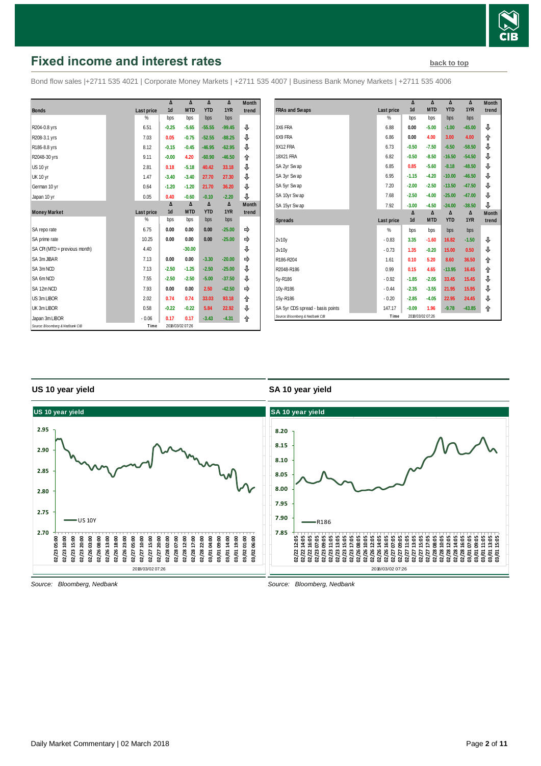## Fixed income and interest rates

back to top

Bond flow sales |+2711 535 4021 | Corporate Money Markets | +2711 535 4007 | Business Bank Money Markets | +2711 535 4006

| Bonds | Last price | Δ 1d | Δ MTD | Δ YTD | Δ 1YR | Month trend |
|---|---|---|---|---|---|---|
| | % | bps | bps | bps | bps | |
| R204-0.8 yrs | 6.51 | -0.25 | -5.65 | -55.55 | -99.45 | ⇩ |
| R208-3.1 yrs | 7.03 | 0.05 | -0.75 | -52.55 | -88.25 | ⇩ |
| R186-8.8 yrs | 8.12 | -0.15 | -0.45 | -46.95 | -62.95 | ⇩ |
| R2048-30 yrs | 9.11 | -0.00 | 4.20 | -60.90 | -46.50 | ⇧ |
| US 10 yr | 2.81 | 0.18 | -5.18 | 40.42 | 33.18 | ⇩ |
| UK 10 yr | 1.47 | -3.40 | -3.40 | 27.70 | 27.30 | ⇩ |
| German 10 yr | 0.64 | -1.20 | -1.20 | 21.70 | 36.20 | ⇩ |
| Japan 10 yr | 0.05 | 0.40 | -0.60 | -0.10 | -2.20 | ⇩ |

| Money Market | Last price | Δ 1d | Δ MTD | Δ YTD | Δ 1YR | Month trend |
|---|---|---|---|---|---|---|
| | % | bps | bps | bps | bps | |
| SA repo rate | 6.75 | 0.00 | 0.00 | 0.00 | -25.00 | ⇨ |
| SA prime rate | 10.25 | 0.00 | 0.00 | 0.00 | -25.00 | ⇨ |
| SA CPI (MTD = previous month) | 4.40 | | -30.00 | | | ⇩ |
| SA 3m JIBAR | 7.13 | 0.00 | 0.00 | -3.30 | -20.00 | ⇨ |
| SA 3m NCD | 7.13 | -2.50 | -1.25 | -2.50 | -25.00 | ⇩ |
| SA 6m NCD | 7.55 | -2.50 | -2.50 | -5.00 | -37.50 | ⇩ |
| SA 12m NCD | 7.93 | 0.00 | 0.00 | 2.50 | -42.50 | ⇨ |
| US 3m LIBOR | 2.02 | 0.74 | 0.74 | 33.03 | 93.18 | ⇧ |
| UK 3m LIBOR | 0.58 | -0.22 | -0.22 | 5.84 | 22.92 | ⇩ |
| Japan 3m LIBOR | - 0.06 | 0.17 | 0.17 | -3.43 | -4.31 | ⇧ |

Source: Bloomberg & Nedbank CIB | Time 2018/03/02 07:26

| FRAs and Swaps | Last price | Δ 1d | Δ MTD | Δ YTD | Δ 1YR | Month trend |
|---|---|---|---|---|---|---|
| | % | bps | bps | bps | bps | |
| 3X6 FRA | 6.88 | 0.00 | -5.00 | -1.00 | -45.00 | ⇩ |
| 6X9 FRA | 6.86 | 0.00 | 4.00 | 3.00 | 4.00 | ⇧ |
| 9X12 FRA | 6.73 | -0.50 | -7.50 | -6.50 | -58.50 | ⇩ |
| 18X21 FRA | 6.82 | -0.50 | -8.50 | -16.50 | -54.50 | ⇩ |
| SA 2yr Swap | 6.85 | 0.85 | -5.60 | -8.18 | -48.50 | ⇩ |
| SA 3yr Swap | 6.95 | -1.15 | -4.20 | -10.00 | -46.50 | ⇩ |
| SA 5yr Swap | 7.20 | -2.00 | -2.50 | -13.50 | -47.50 | ⇩ |
| SA 10yr Swap | 7.68 | -2.50 | -4.00 | -25.00 | -47.00 | ⇩ |
| SA 15yr Swap | 7.92 | -3.00 | -4.50 | -24.00 | -38.50 | ⇩ |

| Spreads | Last price | Δ 1d | Δ MTD | Δ YTD | Δ 1YR | Month trend |
|---|---|---|---|---|---|---|
| | % | bps | bps | bps | bps | |
| 2v10y | - 0.83 | 3.35 | -1.60 | 16.82 | -1.50 | ⇩ |
| 3v10y | - 0.73 | 1.35 | -0.20 | 15.00 | 0.50 | ⇩ |
| R186-R204 | 1.61 | 0.10 | 5.20 | 8.60 | 36.50 | ⇧ |
| R2048-R186 | 0.99 | 0.15 | 4.65 | -13.95 | 16.45 | ⇧ |
| 5y-R186 | - 0.92 | -1.85 | -2.05 | 33.45 | 15.45 | ⇩ |
| 10y-R186 | - 0.44 | -2.35 | -3.55 | 21.95 | 15.95 | ⇩ |
| 15y-R186 | - 0.20 | -2.85 | -4.05 | 22.95 | 24.45 | ⇩ |
| SA 5yr CDS spread - basis points | 147.17 | -0.09 | 1.96 | -9.78 | -43.85 | ⇧ |

Source: Bloomberg & Nedbank CIB | Time 2018/03/02 07:26

### US 10 year yield

Source: Bloomberg, Nedbank

### SA 10 year yield

Source: Bloomberg, Nedbank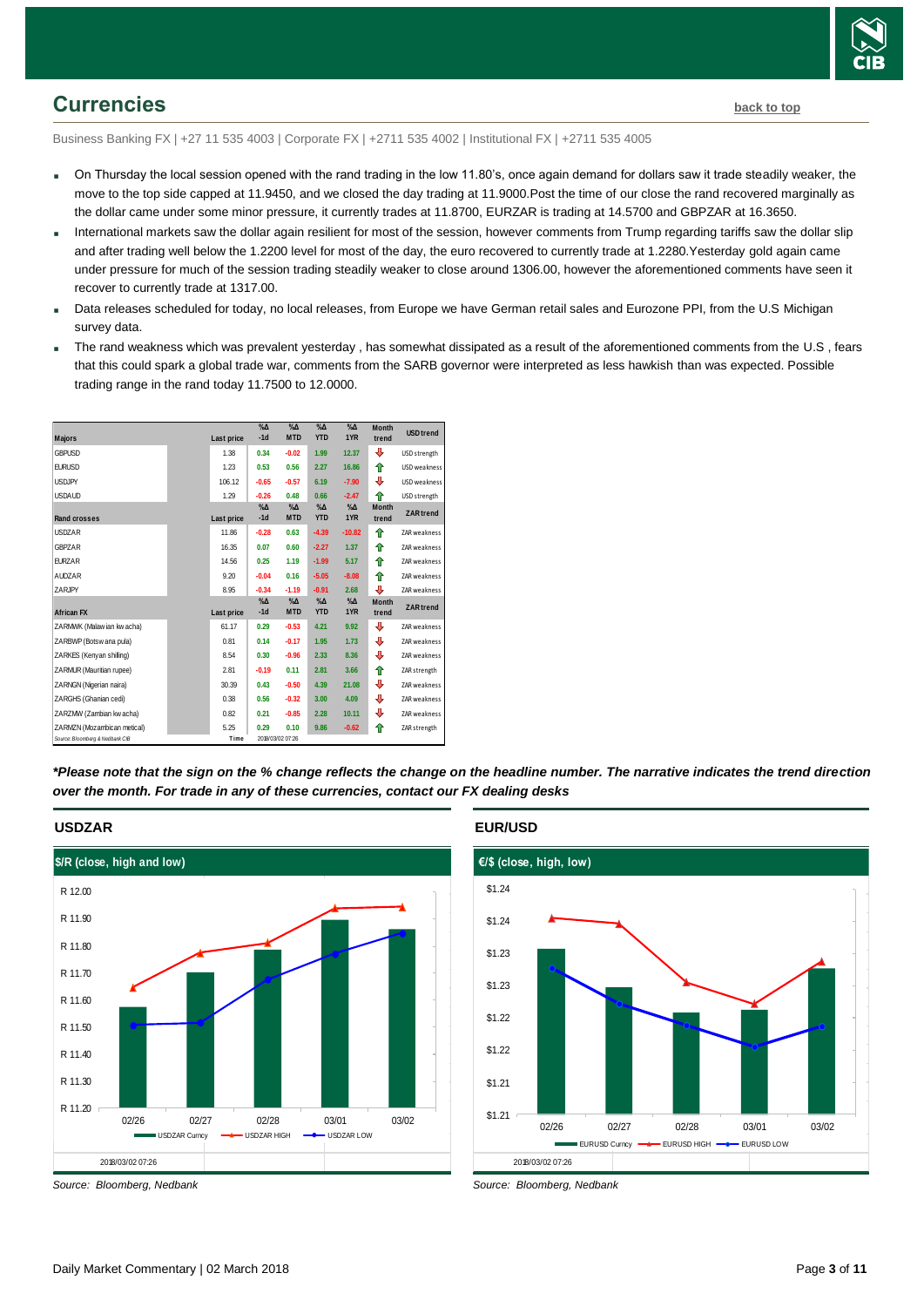## Currencies

back to top

Business Banking FX | +27 11 535 4003 | Corporate FX | +2711 535 4002 | Institutional FX | +2711 535 4005

- On Thursday the local session opened with the rand trading in the low 11.80's, once again demand for dollars saw it trade steadily weaker, the move to the top side capped at 11.9450, and we closed the day trading at 11.9000.Post the time of our close the rand recovered marginally as the dollar came under some minor pressure, it currently trades at 11.8700, EURZAR is trading at 14.5700 and GBPZAR at 16.3650.
- International markets saw the dollar again resilient for most of the session, however comments from Trump regarding tariffs saw the dollar slip and after trading well below the 1.2200 level for most of the day, the euro recovered to currently trade at 1.2280.Yesterday gold again came under pressure for much of the session trading steadily weaker to close around 1306.00, however the aforementioned comments have seen it recover to currently trade at 1317.00.
- Data releases scheduled for today, no local releases, from Europe we have German retail sales and Eurozone PPI, from the U.S Michigan survey data.
- The rand weakness which was prevalent yesterday , has somewhat dissipated as a result of the aforementioned comments from the U.S , fears that this could spark a global trade war, comments from the SARB governor were interpreted as less hawkish than was expected. Possible trading range in the rand today 11.7500 to 12.0000.

| Majors | Last price | %Δ -1d | %Δ MTD | %Δ YTD | %Δ 1YR | Month trend | USD trend |
|---|---|---|---|---|---|---|---|
| GBPUSD | 1.38 | 0.34 | -0.02 | 1.99 | 12.37 | ⇩ | USD strength |
| EURUSD | 1.23 | 0.53 | 0.56 | 2.27 | 16.86 | ⇧ | USD weakness |
| USDJPY | 106.12 | -0.65 | -0.57 | 6.19 | -7.90 | ⇩ | USD weakness |
| USDAUD | 1.29 | -0.26 | 0.48 | 0.66 | -2.47 | ⇧ | USD strength |
| **Rand crosses** | **Last price** | **%Δ -1d** | **%Δ MTD** | **%Δ YTD** | **%Δ 1YR** | **Month trend** | **ZAR trend** |
| USDZAR | 11.86 | -0.28 | 0.63 | -4.39 | -10.82 | ⇧ | ZAR weakness |
| GBPZAR | 16.35 | 0.07 | 0.60 | -2.27 | 1.37 | ⇧ | ZAR weakness |
| EURZAR | 14.56 | 0.25 | 1.19 | -1.99 | 5.17 | ⇧ | ZAR weakness |
| AUDZAR | 9.20 | -0.04 | 0.16 | -5.05 | -8.08 | ⇧ | ZAR weakness |
| ZARJPY | 8.95 | -0.34 | -1.19 | -0.91 | 2.68 | ⇩ | ZAR weakness |
| **African FX** | **Last price** | **%Δ -1d** | **%Δ MTD** | **%Δ YTD** | **%Δ 1YR** | **Month trend** | **ZAR trend** |
| ZARMWK (Malawian kwacha) | 61.17 | 0.29 | -0.53 | 4.21 | 9.92 | ⇩ | ZAR weakness |
| ZARBWP (Botswana pula) | 0.81 | 0.14 | -0.17 | 1.95 | 1.73 | ⇩ | ZAR weakness |
| ZARKES (Kenyan shilling) | 8.54 | 0.30 | -0.96 | 2.33 | 8.36 | ⇩ | ZAR weakness |
| ZARMUR (Mauritian rupee) | 2.81 | -0.19 | 0.11 | 2.81 | 3.66 | ⇧ | ZAR strength |
| ZARNGN (Nigerian naira) | 30.39 | 0.43 | -0.50 | 4.39 | 21.08 | ⇩ | ZAR weakness |
| ZARGHS (Ghanian cedi) | 0.38 | 0.56 | -0.32 | 3.00 | 4.09 | ⇩ | ZAR weakness |
| ZARZMW (Zambian kwacha) | 0.82 | 0.21 | -0.85 | 2.28 | 10.11 | ⇩ | ZAR weakness |
| ZARMZN (Mozambican metical) | 5.25 | 0.29 | 0.10 | 9.86 | -0.62 | ⇧ | ZAR strength |

Source: Bloomberg & Nedbank CIB — Time 2018/03/02 07:26

***Please note that the sign on the % change reflects the change on the headline number. The narrative indicates the trend direction over the month. For trade in any of these currencies, contact our FX dealing desks***

### USDZAR

$/R (close, high and low)

Source: Bloomberg, Nedbank

### EUR/USD

€/$ (close, high, low)

Source: Bloomberg, Nedbank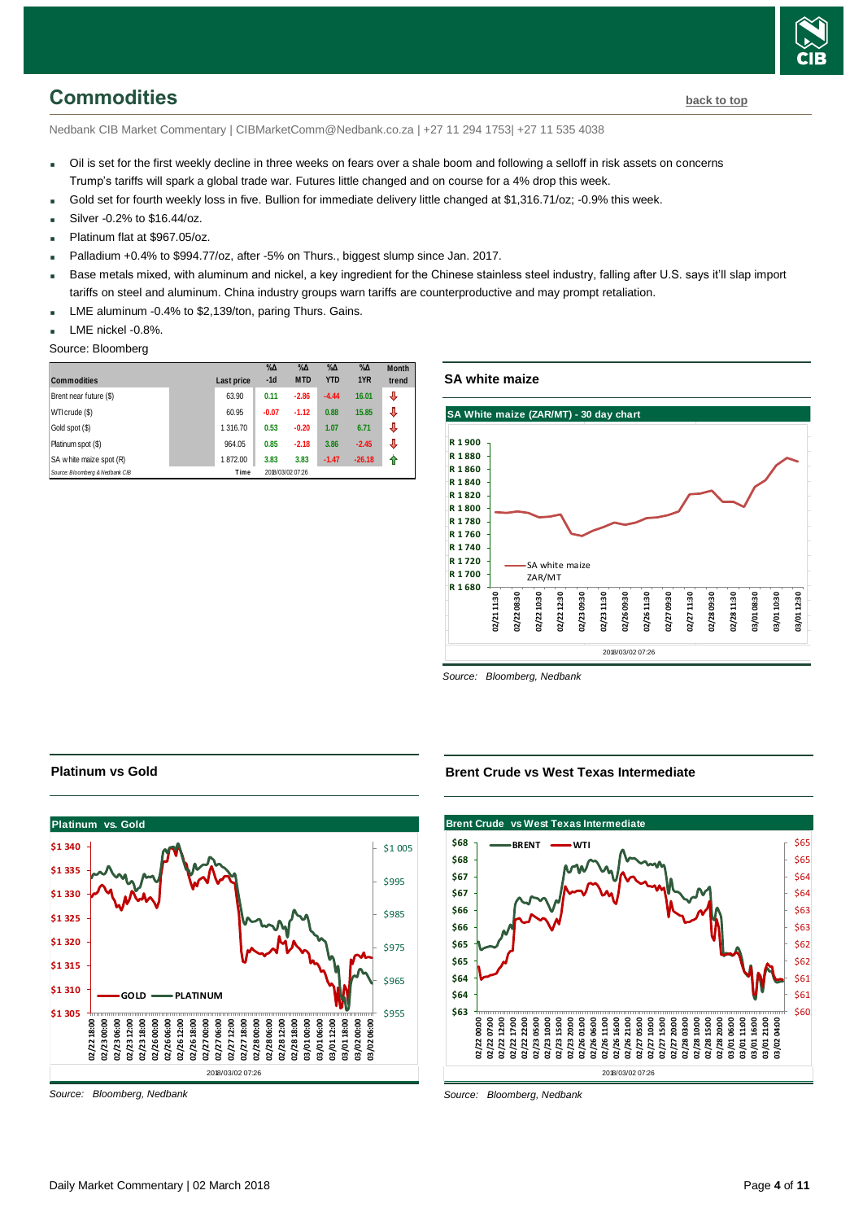## Commodities

back to top

Nedbank CIB Market Commentary | CIBMarketComm@Nedbank.co.za | +27 11 294 1753| +27 11 535 4038

- Oil is set for the first weekly decline in three weeks on fears over a shale boom and following a selloff in risk assets on concerns Trump's tariffs will spark a global trade war. Futures little changed and on course for a 4% drop this week.
- Gold set for fourth weekly loss in five. Bullion for immediate delivery little changed at $1,316.71/oz; -0.9% this week.
- Silver -0.2% to $16.44/oz.
- Platinum flat at $967.05/oz.
- Palladium +0.4% to $994.77/oz, after -5% on Thurs., biggest slump since Jan. 2017.
- Base metals mixed, with aluminum and nickel, a key ingredient for the Chinese stainless steel industry, falling after U.S. says it'll slap import tariffs on steel and aluminum. China industry groups warn tariffs are counterproductive and may prompt retaliation.
- LME aluminum -0.4% to $2,139/ton, paring Thurs. Gains.
- LME nickel -0.8%.

Source: Bloomberg

| Commodities | Last price | %Δ -1d | %Δ MTD | %Δ YTD | %Δ 1YR | Month trend |
|---|---|---|---|---|---|---|
| Brent near future ($) | 63.90 | 0.11 | -2.86 | -4.44 | 16.01 | ⇩ |
| WTI crude ($) | 60.95 | -0.07 | -1.12 | 0.88 | 15.85 | ⇩ |
| Gold spot ($) | 1 316.70 | 0.53 | -0.20 | 1.07 | 6.71 | ⇩ |
| Platinum spot ($) | 964.05 | 0.85 | -2.18 | 3.86 | -2.45 | ⇩ |
| SA white maize spot (R) | 1 872.00 | 3.83 | 3.83 | -1.47 | -26.18 | ⇧ |
| Source: Bloomberg & Nedbank CIB | Time | 2018/03/02 07:26 | | | | |

### SA white maize

Source: Bloomberg, Nedbank

### Platinum vs Gold

Source: Bloomberg, Nedbank

### Brent Crude vs West Texas Intermediate

Source: Bloomberg, Nedbank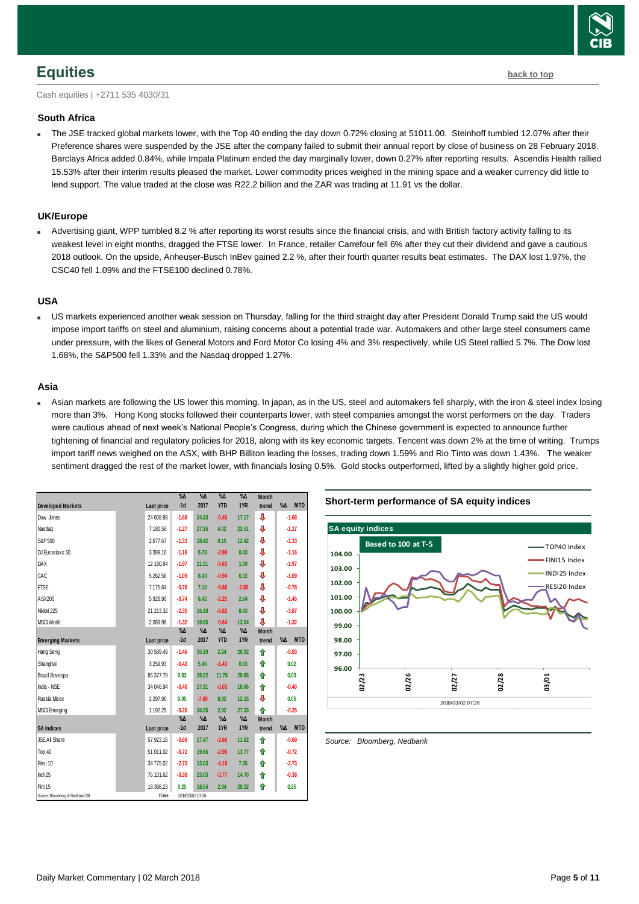## Equities

back to top

Cash equities | +2711 535 4030/31

### South Africa

- The JSE tracked global markets lower, with the Top 40 ending the day down 0.72% closing at 51011.00. Steinhoff tumbled 12.07% after their Preference shares were suspended by the JSE after the company failed to submit their annual report by close of business on 28 February 2018. Barclays Africa added 0.84%, while Impala Platinum ended the day marginally lower, down 0.27% after reporting results. Ascendis Health rallied 15.53% after their interim results pleased the market. Lower commodity prices weighed in the mining space and a weaker currency did little to lend support. The value traded at the close was R22.2 billion and the ZAR was trading at 11.91 vs the dollar.

### UK/Europe

- Advertising giant, WPP tumbled 8.2 % after reporting its worst results since the financial crisis, and with British factory activity falling to its weakest level in eight months, dragged the FTSE lower. In France, retailer Carrefour fell 6% after they cut their dividend and gave a cautious 2018 outlook. On the upside, Anheuser-Busch InBev gained 2.2 %, after their fourth quarter results beat estimates. The DAX lost 1.97%, the CSC40 fell 1.09% and the FTSE100 declined 0.78%.

### USA

- US markets experienced another weak session on Thursday, falling for the third straight day after President Donald Trump said the US would impose import tariffs on steel and aluminium, raising concerns about a potential trade war. Automakers and other large steel consumers came under pressure, with the likes of General Motors and Ford Motor Co losing 4% and 3% respectively, while US Steel rallied 5.7%. The Dow lost 1.68%, the S&P500 fell 1.33% and the Nasdaq dropped 1.27%.

### Asia

- Asian markets are following the US lower this morning. In japan, as in the US, steel and automakers fell sharply, with the iron & steel index losing more than 3%. Hong Kong stocks followed their counterparts lower, with steel companies amongst the worst performers on the day. Traders were cautious ahead of next week's National People's Congress, during which the Chinese government is expected to announce further tightening of financial and regulatory policies for 2018, along with its key economic targets. Tencent was down 2% at the time of writing. Trumps import tariff news weighed on the ASX, with BHP Billiton leading the losses, trading down 1.59% and Rio Tinto was down 1.43%. The weaker sentiment dragged the rest of the market lower, with financials losing 0.5%. Gold stocks outperformed, lifted by a slightly higher gold price.

| Developed Markets | Last price | %Δ -1d | %Δ 2017 | %Δ YTD | %Δ 1YR | Month trend | %Δ MTD |
|---|---|---|---|---|---|---|---|
| Dow Jones | 24 608.98 | -1.68 | 24.33 | -0.45 | 17.17 | ⇩ | -1.68 |
| Nasdaq | 7 180.56 | -1.27 | 27.16 | 4.02 | 22.51 | ⇩ | -1.27 |
| S&P 500 | 2 677.67 | -1.33 | 18.42 | 0.15 | 12.42 | ⇩ | -1.33 |
| DJ Eurostoxx 50 | 3 399.16 | -1.16 | 5.70 | -2.99 | 0.43 | ⇩ | -1.16 |
| DAX | 12 190.94 | -1.97 | 11.51 | -5.63 | 1.09 | ⇩ | -1.97 |
| CAC | 5 262.56 | -1.09 | 8.43 | -0.94 | 6.02 | ⇩ | -1.09 |
| FTSE | 7 175.64 | -0.78 | 7.10 | -6.66 | -2.80 | ⇩ | -0.78 |
| ASX200 | 5 928.90 | -0.74 | 6.42 | -2.25 | 2.64 | ⇩ | -1.45 |
| Nikkei 225 | 21 213.32 | -2.35 | 16.18 | -6.82 | 8.43 | ⇩ | -3.87 |
| MSCI World | 2 089.98 | -1.32 | 19.65 | -0.64 | 13.04 | ⇩ | -1.32 |
| **Emerging Markets** | **Last price** | **%Δ -1d** | **%Δ 2017** | **%Δ YTD** | **%Δ 1YR** | **Month trend** | **%Δ MTD** |
| Hang Seng | 30 589.49 | -1.46 | 35.19 | 2.24 | 28.92 | ⇧ | -0.83 |
| Shanghai | 3 259.93 | -0.42 | 5.46 | -1.43 | 0.93 | ⇧ | 0.02 |
| Brazil Bovespa | 85 377.79 | 0.03 | 28.22 | 11.75 | 29.65 | ⇧ | 0.03 |
| India - NSE | 34 046.94 | -0.40 | 27.91 | -0.03 | 18.06 | ⇧ | -0.40 |
| Russia Micex | 2 297.90 | 0.05 | -7.69 | 8.92 | 12.15 | ⇩ | 0.05 |
| MSCI Emerging | 1 192.25 | -0.25 | 34.35 | 2.92 | 27.33 | ⇧ | -0.25 |
| **SA Indices** | **Last price** | **%Δ -1d** | **%Δ 2017** | **%Δ 1YR** | **%Δ 1YR** | **Month trend** | **%Δ MTD** |
| JSE All Share | 57 923.16 | -0.69 | 17.47 | -2.66 | 11.62 | ⇧ | -0.69 |
| Top 40 | 51 011.02 | -0.72 | 19.66 | -2.90 | 13.77 | ⇧ | -0.72 |
| Resi 10 | 34 775.02 | -2.73 | 13.03 | -4.18 | 7.35 | ⇧ | -2.73 |
| Indi 25 | 76 101.62 | -0.38 | 23.03 | -3.77 | 14.70 | ⇧ | -0.38 |
| Fini 15 | 18 398.23 | 0.25 | 18.54 | 2.94 | 20.32 | ⇧ | 0.25 |

Source: Bloomberg & Nedbank CIB | Time: 2018/03/02 07:26

**Short-term performance of SA equity indices**

SA equity indices — Based to 100 at T-5 (TOP40 Index, FINI15 Index, INDI25 Index, RESI20 Index)

2018/03/02 07:26

*Source: Bloomberg, Nedbank*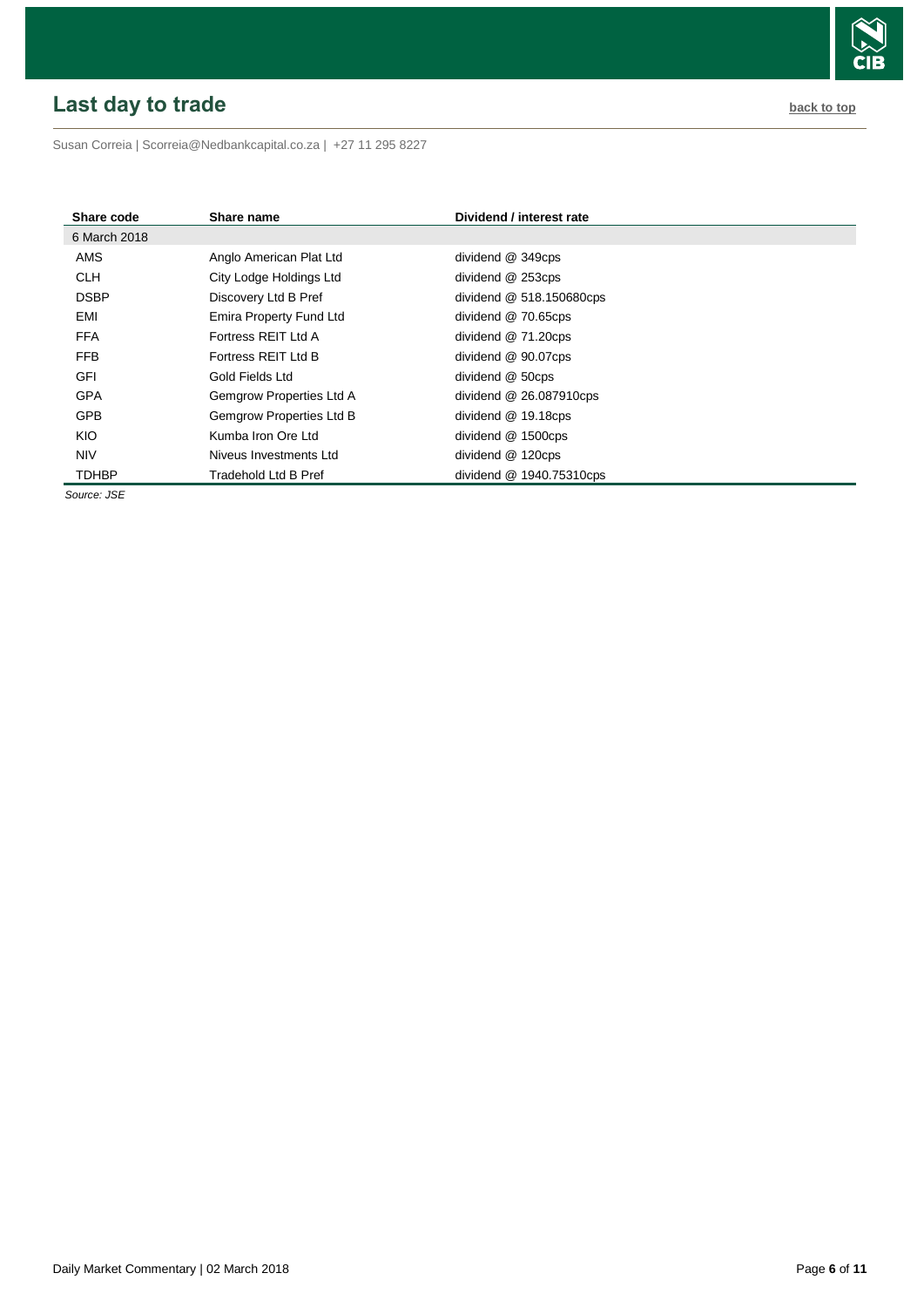## Last day to trade

back to top

Susan Correia | Scorreia@Nedbankcapital.co.za | +27 11 295 8227

| Share code | Share name | Dividend / interest rate |
|---|---|---|
| 6 March 2018 | | |
| AMS | Anglo American Plat Ltd | dividend @ 349cps |
| CLH | City Lodge Holdings Ltd | dividend @ 253cps |
| DSBP | Discovery Ltd B Pref | dividend @ 518.150680cps |
| EMI | Emira Property Fund Ltd | dividend @ 70.65cps |
| FFA | Fortress REIT Ltd A | dividend @ 71.20cps |
| FFB | Fortress REIT Ltd B | dividend @ 90.07cps |
| GFI | Gold Fields Ltd | dividend @ 50cps |
| GPA | Gemgrow Properties Ltd A | dividend @ 26.087910cps |
| GPB | Gemgrow Properties Ltd B | dividend @ 19.18cps |
| KIO | Kumba Iron Ore Ltd | dividend @ 1500cps |
| NIV | Niveus Investments Ltd | dividend @ 120cps |
| TDHBP | Tradehold Ltd B Pref | dividend @ 1940.75310cps |

*Source: JSE*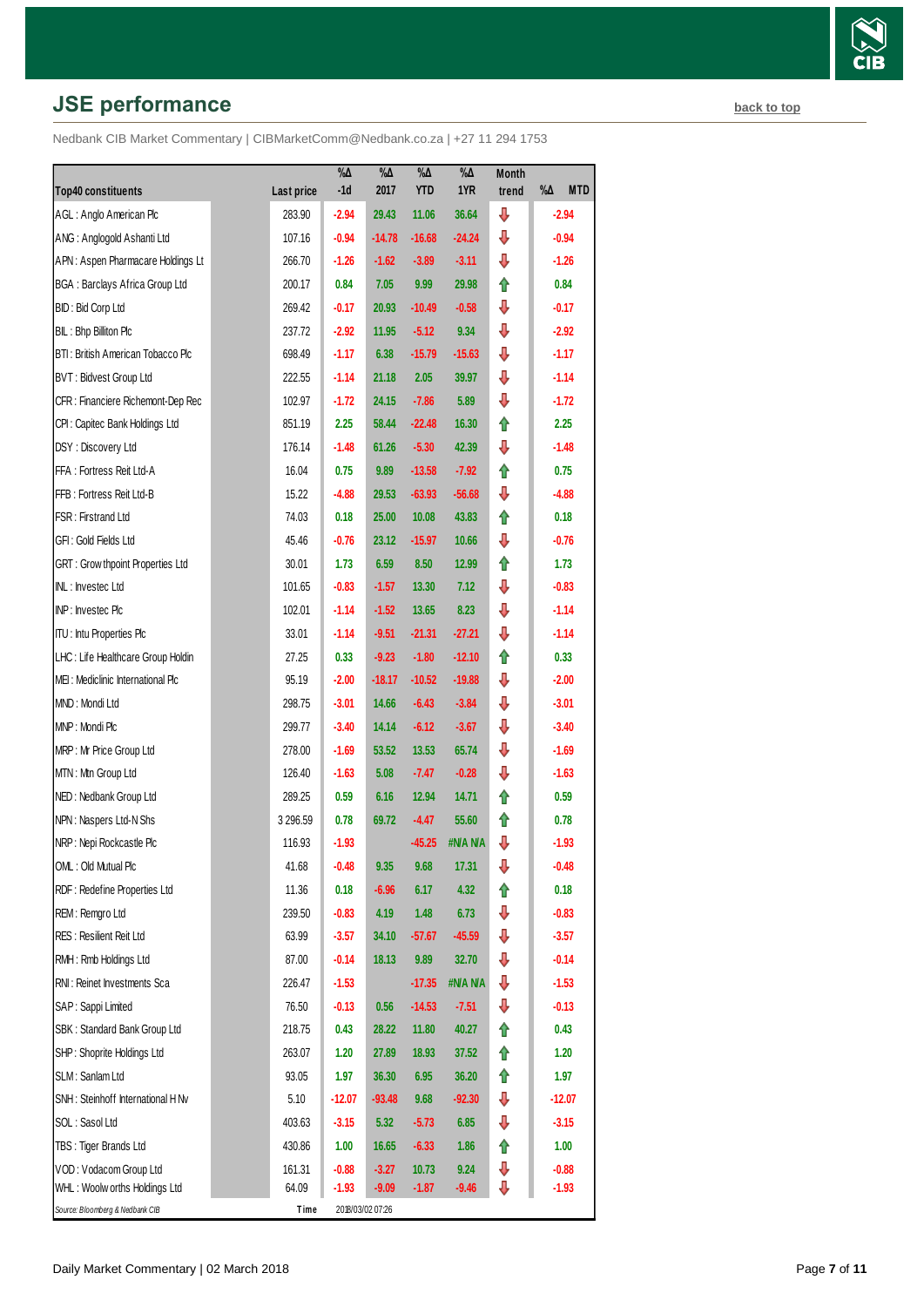## JSE performance

back to top

Nedbank CIB Market Commentary | CIBMarketComm@Nedbank.co.za | +27 11 294 1753

| Top40 constituents | Last price | %Δ -1d | %Δ 2017 | %Δ YTD | %Δ 1YR | Month trend | %Δ MTD |
|---|---|---|---|---|---|---|---|
| AGL : Anglo American Plc | 283.90 | -2.94 | 29.43 | 11.06 | 36.64 | ⇩ | -2.94 |
| ANG : Anglogold Ashanti Ltd | 107.16 | -0.94 | -14.78 | -16.68 | -24.24 | ⇩ | -0.94 |
| APN : Aspen Pharmacare Holdings Lt | 266.70 | -1.26 | -1.62 | -3.89 | -3.11 | ⇩ | -1.26 |
| BGA : Barclays Africa Group Ltd | 200.17 | 0.84 | 7.05 | 9.99 | 29.98 | ⇧ | 0.84 |
| BID : Bid Corp Ltd | 269.42 | -0.17 | 20.93 | -10.49 | -0.58 | ⇩ | -0.17 |
| BIL : Bhp Billiton Plc | 237.72 | -2.92 | 11.95 | -5.12 | 9.34 | ⇩ | -2.92 |
| BTI : British American Tobacco Plc | 698.49 | -1.17 | 6.38 | -15.79 | -15.63 | ⇩ | -1.17 |
| BVT : Bidvest Group Ltd | 222.55 | -1.14 | 21.18 | 2.05 | 39.97 | ⇩ | -1.14 |
| CFR : Financiere Richemont-Dep Rec | 102.97 | -1.72 | 24.15 | -7.86 | 5.89 | ⇩ | -1.72 |
| CPI : Capitec Bank Holdings Ltd | 851.19 | 2.25 | 58.44 | -22.48 | 16.30 | ⇧ | 2.25 |
| DSY : Discovery Ltd | 176.14 | -1.48 | 61.26 | -5.30 | 42.39 | ⇩ | -1.48 |
| FFA : Fortress Reit Ltd-A | 16.04 | 0.75 | 9.89 | -13.58 | -7.92 | ⇧ | 0.75 |
| FFB : Fortress Reit Ltd-B | 15.22 | -4.88 | 29.53 | -63.93 | -56.68 | ⇩ | -4.88 |
| FSR : Firstrand Ltd | 74.03 | 0.18 | 25.00 | 10.08 | 43.83 | ⇧ | 0.18 |
| GFI : Gold Fields Ltd | 45.46 | -0.76 | 23.12 | -15.97 | 10.66 | ⇩ | -0.76 |
| GRT : Growthpoint Properties Ltd | 30.01 | 1.73 | 6.59 | 8.50 | 12.99 | ⇧ | 1.73 |
| INL : Investec Ltd | 101.65 | -0.83 | -1.57 | 13.30 | 7.12 | ⇩ | -0.83 |
| INP : Investec Plc | 102.01 | -1.14 | -1.52 | 13.65 | 8.23 | ⇩ | -1.14 |
| ITU : Intu Properties Plc | 33.01 | -1.14 | -9.51 | -21.31 | -27.21 | ⇩ | -1.14 |
| LHC : Life Healthcare Group Holdin | 27.25 | 0.33 | -9.23 | -1.80 | -12.10 | ⇧ | 0.33 |
| MEI : Mediclinic International Plc | 95.19 | -2.00 | -18.17 | -10.52 | -19.88 | ⇩ | -2.00 |
| MND : Mondi Ltd | 298.75 | -3.01 | 14.66 | -6.43 | -3.84 | ⇩ | -3.01 |
| MNP : Mondi Plc | 299.77 | -3.40 | 14.14 | -6.12 | -3.67 | ⇩ | -3.40 |
| MRP : Mr Price Group Ltd | 278.00 | -1.69 | 53.52 | 13.53 | 65.74 | ⇩ | -1.69 |
| MTN : Mtn Group Ltd | 126.40 | -1.63 | 5.08 | -7.47 | -0.28 | ⇩ | -1.63 |
| NED : Nedbank Group Ltd | 289.25 | 0.59 | 6.16 | 12.94 | 14.71 | ⇧ | 0.59 |
| NPN : Naspers Ltd-N Shs | 3 296.59 | 0.78 | 69.72 | -4.47 | 55.60 | ⇧ | 0.78 |
| NRP : Nepi Rockcastle Plc | 116.93 | -1.93 | | -45.25 | #N/A N/A | ⇩ | -1.93 |
| OML : Old Mutual Plc | 41.68 | -0.48 | 9.35 | 9.68 | 17.31 | ⇩ | -0.48 |
| RDF : Redefine Properties Ltd | 11.36 | 0.18 | -6.96 | 6.17 | 4.32 | ⇧ | 0.18 |
| REM : Remgro Ltd | 239.50 | -0.83 | 4.19 | 1.48 | 6.73 | ⇩ | -0.83 |
| RES : Resilient Reit Ltd | 63.99 | -3.57 | 34.10 | -57.67 | -45.59 | ⇩ | -3.57 |
| RMH : Rmb Holdings Ltd | 87.00 | -0.14 | 18.13 | 9.89 | 32.70 | ⇩ | -0.14 |
| RNI : Reinet Investments Sca | 226.47 | -1.53 | | -17.35 | #N/A N/A | ⇩ | -1.53 |
| SAP : Sappi Limited | 76.50 | -0.13 | 0.56 | -14.53 | -7.51 | ⇩ | -0.13 |
| SBK : Standard Bank Group Ltd | 218.75 | 0.43 | 28.22 | 11.80 | 40.27 | ⇧ | 0.43 |
| SHP : Shoprite Holdings Ltd | 263.07 | 1.20 | 27.89 | 18.93 | 37.52 | ⇧ | 1.20 |
| SLM : Sanlam Ltd | 93.05 | 1.97 | 36.30 | 6.95 | 36.20 | ⇧ | 1.97 |
| SNH : Steinhoff International H Nv | 5.10 | -12.07 | -93.48 | 9.68 | -92.30 | ⇩ | -12.07 |
| SOL : Sasol Ltd | 403.63 | -3.15 | 5.32 | -5.73 | 6.85 | ⇩ | -3.15 |
| TBS : Tiger Brands Ltd | 430.86 | 1.00 | 16.65 | -6.33 | 1.86 | ⇧ | 1.00 |
| VOD : Vodacom Group Ltd | 161.31 | -0.88 | -3.27 | 10.73 | 9.24 | ⇩ | -0.88 |
| WHL : Woolworths Holdings Ltd | 64.09 | -1.93 | -9.09 | -1.87 | -9.46 | ⇩ | -1.93 |

Source: Bloomberg & Nedbank CIB | Time 2018/03/02 07:26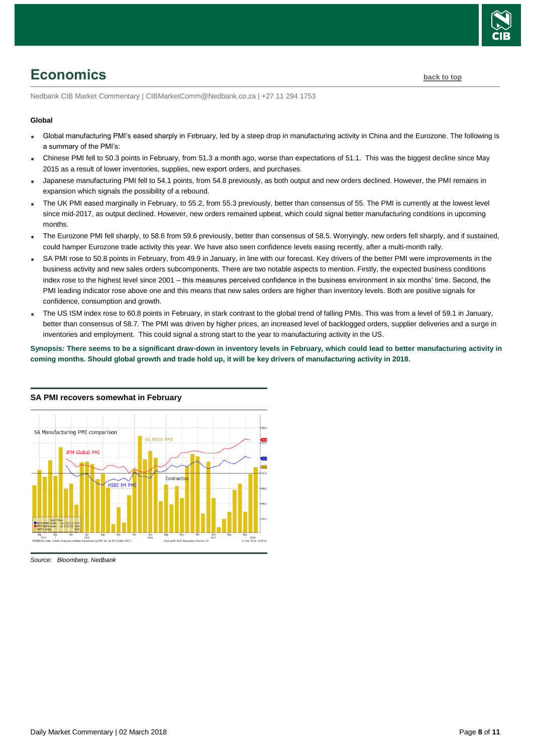# Economics

Nedbank CIB Market Commentary | CIBMarketComm@Nedbank.co.za | +27 11 294 1753

**Global**

- Global manufacturing PMI's eased sharply in February, led by a steep drop in manufacturing activity in China and the Eurozone. The following is a summary of the PMI's:
- Chinese PMI fell to 50.3 points in February, from 51.3 a month ago, worse than expectations of 51.1. This was the biggest decline since May 2015 as a result of lower inventories, supplies, new export orders, and purchases.
- Japanese manufacturing PMI fell to 54.1 points, from 54.8 previously, as both output and new orders declined. However, the PMI remains in expansion which signals the possibility of a rebound.
- The UK PMI eased marginally in February, to 55.2, from 55.3 previously, better than consensus of 55. The PMI is currently at the lowest level since mid-2017, as output declined. However, new orders remained upbeat, which could signal better manufacturing conditions in upcoming months.
- The Eurozone PMI fell sharply, to 58.6 from 59.6 previously, better than consensus of 58.5. Worryingly, new orders fell sharply, and if sustained, could hamper Eurozone trade activity this year. We have also seen confidence levels easing recently, after a multi-month rally.
- SA PMI rose to 50.8 points in February, from 49.9 in January, in line with our forecast. Key drivers of the better PMI were improvements in the business activity and new sales orders subcomponents. There are two notable aspects to mention. Firstly, the expected business conditions index rose to the highest level since 2001 – this measures perceived confidence in the business environment in six months' time. Second, the PMI leading indicator rose above one and this means that new sales orders are higher than inventory levels. Both are positive signals for confidence, consumption and growth.
- The US ISM index rose to 60.8 points in February, in stark contrast to the global trend of falling PMIs. This was from a level of 59.1 in January, better than consensus of 58.7. The PMI was driven by higher prices, an increased level of backlogged orders, supplier deliveries and a surge in inventories and employment. This could signal a strong start to the year to manufacturing activity in the US.

**Synopsis: There seems to be a significant draw-down in inventory levels in February, which could lead to better manufacturing activity in coming months. Should global growth and trade hold up, it will be key drivers of manufacturing activity in 2018.**

**SA PMI recovers somewhat in February**

*Source: Bloomberg, Nedbank*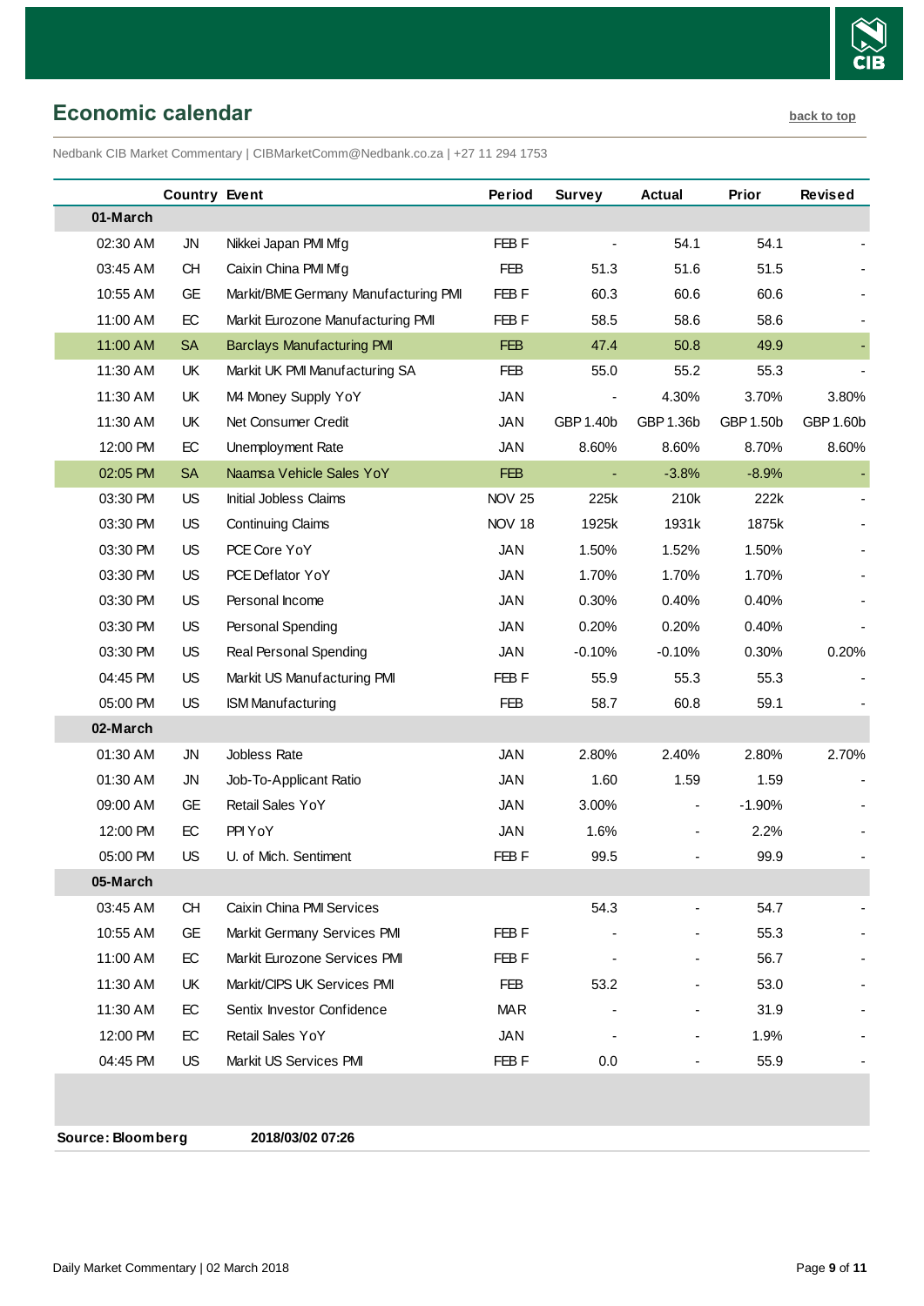## Economic calendar

back to top

Nedbank CIB Market Commentary | CIBMarketComm@Nedbank.co.za | +27 11 294 1753

| | Country | Event | Period | Survey | Actual | Prior | Revised |
|---|---|---|---|---|---|---|---|
| **01-March** | | | | | | | |
| 02:30 AM | JN | Nikkei Japan PMI Mfg | FEB F | - | 54.1 | 54.1 | - |
| 03:45 AM | CH | Caixin China PMI Mfg | FEB | 51.3 | 51.6 | 51.5 | - |
| 10:55 AM | GE | Markit/BME Germany Manufacturing PMI | FEB F | 60.3 | 60.6 | 60.6 | - |
| 11:00 AM | EC | Markit Eurozone Manufacturing PMI | FEB F | 58.5 | 58.6 | 58.6 | - |
| 11:00 AM | SA | Barclays Manufacturing PMI | FEB | 47.4 | 50.8 | 49.9 | - |
| 11:30 AM | UK | Markit UK PMI Manufacturing SA | FEB | 55.0 | 55.2 | 55.3 | - |
| 11:30 AM | UK | M4 Money Supply YoY | JAN | - | 4.30% | 3.70% | 3.80% |
| 11:30 AM | UK | Net Consumer Credit | JAN | GBP 1.40b | GBP 1.36b | GBP 1.50b | GBP 1.60b |
| 12:00 PM | EC | Unemployment Rate | JAN | 8.60% | 8.60% | 8.70% | 8.60% |
| 02:05 PM | SA | Naamsa Vehicle Sales YoY | FEB | - | -3.8% | -8.9% | - |
| 03:30 PM | US | Initial Jobless Claims | NOV 25 | 225k | 210k | 222k | - |
| 03:30 PM | US | Continuing Claims | NOV 18 | 1925k | 1931k | 1875k | - |
| 03:30 PM | US | PCE Core YoY | JAN | 1.50% | 1.52% | 1.50% | - |
| 03:30 PM | US | PCE Deflator YoY | JAN | 1.70% | 1.70% | 1.70% | - |
| 03:30 PM | US | Personal Income | JAN | 0.30% | 0.40% | 0.40% | - |
| 03:30 PM | US | Personal Spending | JAN | 0.20% | 0.20% | 0.40% | - |
| 03:30 PM | US | Real Personal Spending | JAN | -0.10% | -0.10% | 0.30% | 0.20% |
| 04:45 PM | US | Markit US Manufacturing PMI | FEB F | 55.9 | 55.3 | 55.3 | - |
| 05:00 PM | US | ISM Manufacturing | FEB | 58.7 | 60.8 | 59.1 | - |
| **02-March** | | | | | | | |
| 01:30 AM | JN | Jobless Rate | JAN | 2.80% | 2.40% | 2.80% | 2.70% |
| 01:30 AM | JN | Job-To-Applicant Ratio | JAN | 1.60 | 1.59 | 1.59 | - |
| 09:00 AM | GE | Retail Sales YoY | JAN | 3.00% | - | -1.90% | - |
| 12:00 PM | EC | PPI YoY | JAN | 1.6% | - | 2.2% | - |
| 05:00 PM | US | U. of Mich. Sentiment | FEB F | 99.5 | - | 99.9 | - |
| **05-March** | | | | | | | |
| 03:45 AM | CH | Caixin China PMI Services | | 54.3 | - | 54.7 | - |
| 10:55 AM | GE | Markit Germany Services PMI | FEB F | - | - | 55.3 | - |
| 11:00 AM | EC | Markit Eurozone Services PMI | FEB F | - | - | 56.7 | - |
| 11:30 AM | UK | Markit/CIPS UK Services PMI | FEB | 53.2 | - | 53.0 | - |
| 11:30 AM | EC | Sentix Investor Confidence | MAR | - | - | 31.9 | - |
| 12:00 PM | EC | Retail Sales YoY | JAN | - | - | 1.9% | - |
| 04:45 PM | US | Markit US Services PMI | FEB F | 0.0 | - | 55.9 | - |

**Source: Bloomberg** **2018/03/02 07:26**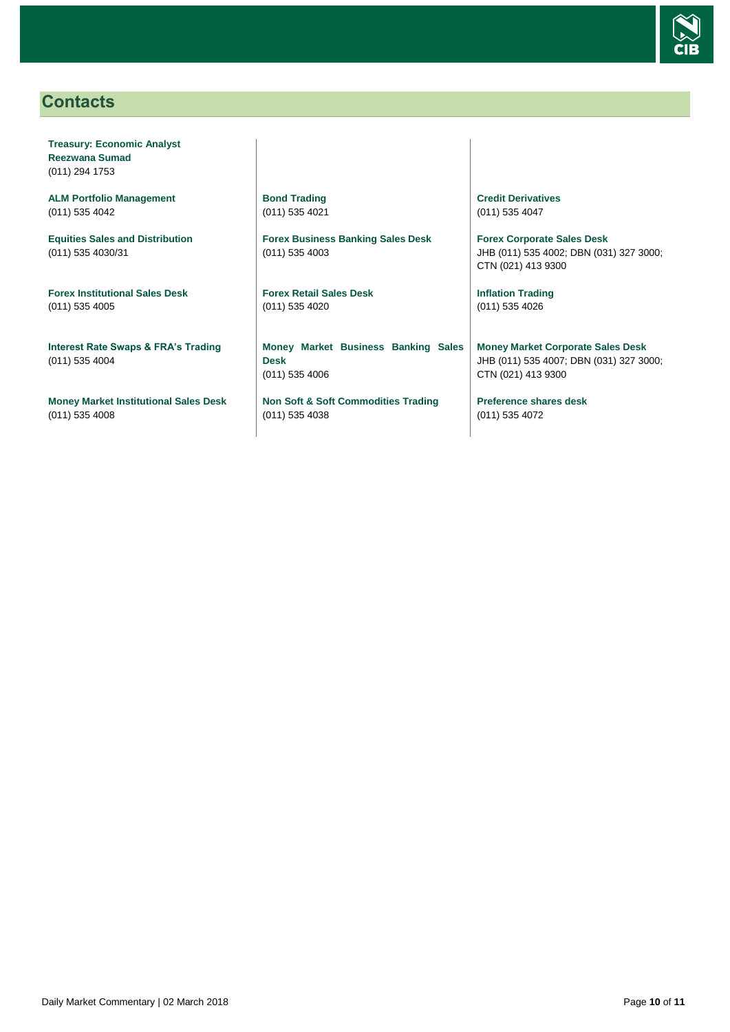## Contacts

**Treasury: Economic Analyst**
**Reezwana Sumad**
(011) 294 1753

**ALM Portfolio Management**
(011) 535 4042

**Equities Sales and Distribution**
(011) 535 4030/31

**Forex Institutional Sales Desk**
(011) 535 4005

**Interest Rate Swaps & FRA's Trading**
(011) 535 4004

**Money Market Institutional Sales Desk**
(011) 535 4008

**Bond Trading**
(011) 535 4021

**Forex Business Banking Sales Desk**
(011) 535 4003

**Forex Retail Sales Desk**
(011) 535 4020

**Money Market Business Banking Sales Desk**
(011) 535 4006

**Non Soft & Soft Commodities Trading**
(011) 535 4038

**Credit Derivatives**
(011) 535 4047

**Forex Corporate Sales Desk**
JHB (011) 535 4002; DBN (031) 327 3000; CTN (021) 413 9300

**Inflation Trading**
(011) 535 4026

**Money Market Corporate Sales Desk**
JHB (011) 535 4007; DBN (031) 327 3000; CTN (021) 413 9300

**Preference shares desk**
(011) 535 4072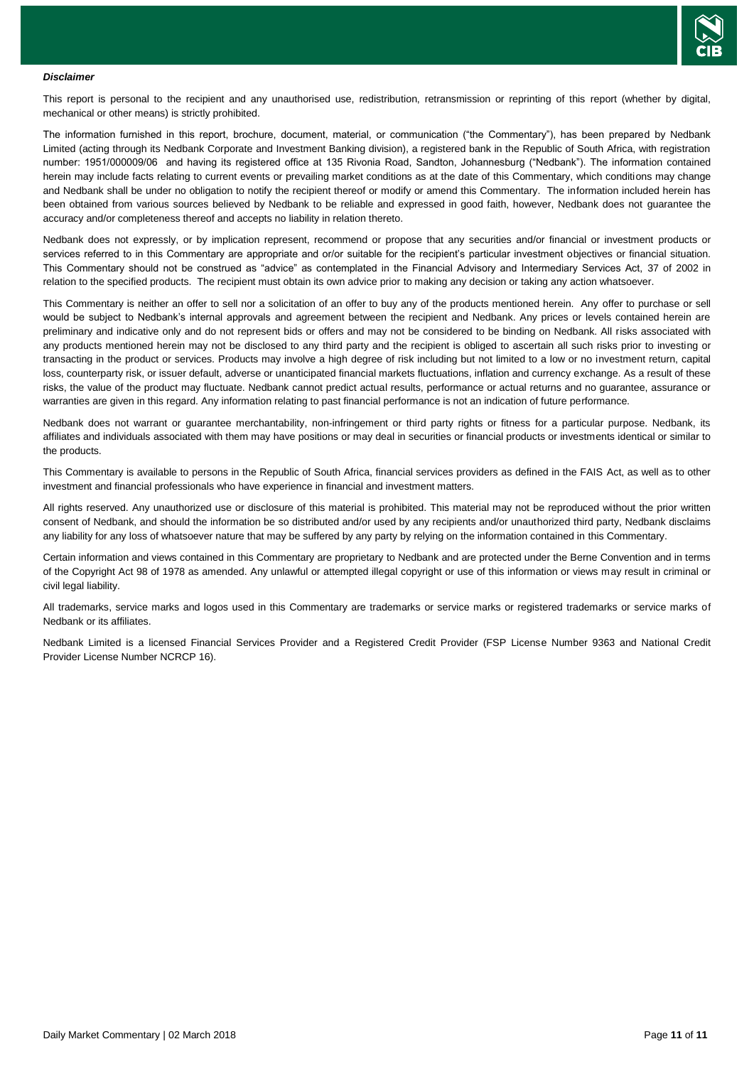***Disclaimer***

This report is personal to the recipient and any unauthorised use, redistribution, retransmission or reprinting of this report (whether by digital, mechanical or other means) is strictly prohibited.

The information furnished in this report, brochure, document, material, or communication ("the Commentary"), has been prepared by Nedbank Limited (acting through its Nedbank Corporate and Investment Banking division), a registered bank in the Republic of South Africa, with registration number: 1951/000009/06 and having its registered office at 135 Rivonia Road, Sandton, Johannesburg ("Nedbank"). The information contained herein may include facts relating to current events or prevailing market conditions as at the date of this Commentary, which conditions may change and Nedbank shall be under no obligation to notify the recipient thereof or modify or amend this Commentary. The information included herein has been obtained from various sources believed by Nedbank to be reliable and expressed in good faith, however, Nedbank does not guarantee the accuracy and/or completeness thereof and accepts no liability in relation thereto.

Nedbank does not expressly, or by implication represent, recommend or propose that any securities and/or financial or investment products or services referred to in this Commentary are appropriate and or/or suitable for the recipient's particular investment objectives or financial situation. This Commentary should not be construed as "advice" as contemplated in the Financial Advisory and Intermediary Services Act, 37 of 2002 in relation to the specified products. The recipient must obtain its own advice prior to making any decision or taking any action whatsoever.

This Commentary is neither an offer to sell nor a solicitation of an offer to buy any of the products mentioned herein. Any offer to purchase or sell would be subject to Nedbank's internal approvals and agreement between the recipient and Nedbank. Any prices or levels contained herein are preliminary and indicative only and do not represent bids or offers and may not be considered to be binding on Nedbank. All risks associated with any products mentioned herein may not be disclosed to any third party and the recipient is obliged to ascertain all such risks prior to investing or transacting in the product or services. Products may involve a high degree of risk including but not limited to a low or no investment return, capital loss, counterparty risk, or issuer default, adverse or unanticipated financial markets fluctuations, inflation and currency exchange. As a result of these risks, the value of the product may fluctuate. Nedbank cannot predict actual results, performance or actual returns and no guarantee, assurance or warranties are given in this regard. Any information relating to past financial performance is not an indication of future performance.

Nedbank does not warrant or guarantee merchantability, non-infringement or third party rights or fitness for a particular purpose. Nedbank, its affiliates and individuals associated with them may have positions or may deal in securities or financial products or investments identical or similar to the products.

This Commentary is available to persons in the Republic of South Africa, financial services providers as defined in the FAIS Act, as well as to other investment and financial professionals who have experience in financial and investment matters.

All rights reserved. Any unauthorized use or disclosure of this material is prohibited. This material may not be reproduced without the prior written consent of Nedbank, and should the information be so distributed and/or used by any recipients and/or unauthorized third party, Nedbank disclaims any liability for any loss of whatsoever nature that may be suffered by any party by relying on the information contained in this Commentary.

Certain information and views contained in this Commentary are proprietary to Nedbank and are protected under the Berne Convention and in terms of the Copyright Act 98 of 1978 as amended. Any unlawful or attempted illegal copyright or use of this information or views may result in criminal or civil legal liability.

All trademarks, service marks and logos used in this Commentary are trademarks or service marks or registered trademarks or service marks of Nedbank or its affiliates.

Nedbank Limited is a licensed Financial Services Provider and a Registered Credit Provider (FSP License Number 9363 and National Credit Provider License Number NCRCP 16).